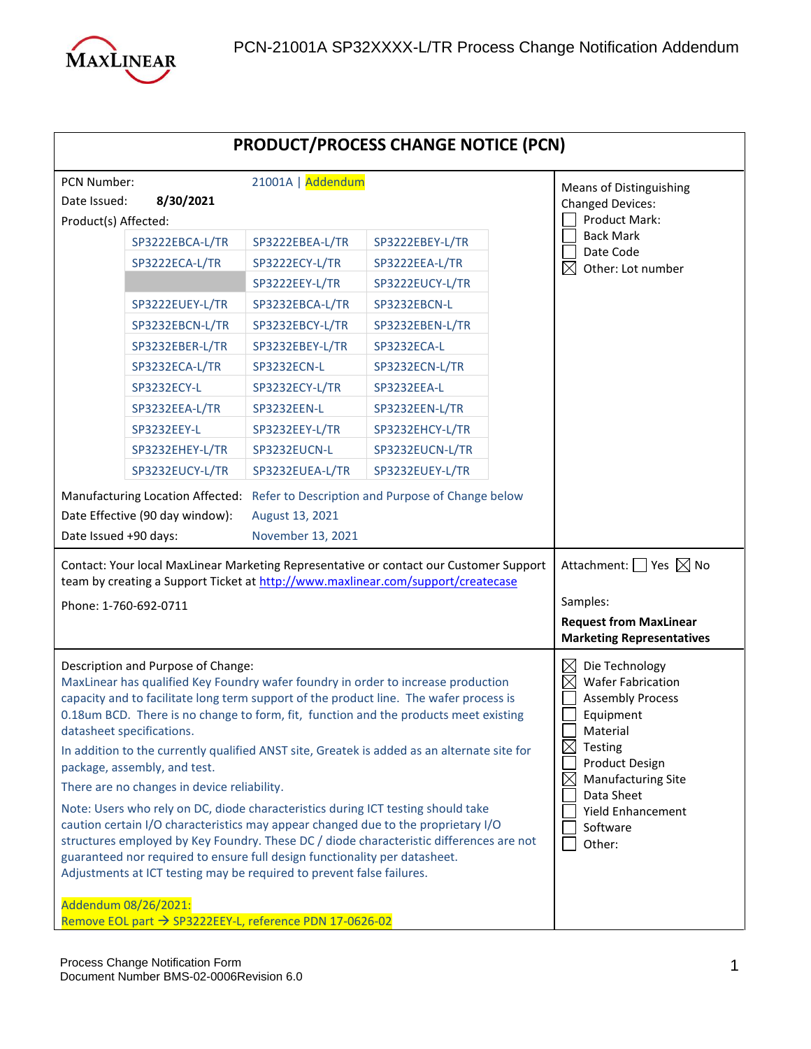PCN-21001A SP32XXXX-L/TR Process Change Notification Addendum

# PRODUCT/PROCESS CHANGE NOTICE (PCN)

PCN Number: 21001A | Addendum

Date Issued: **8/30/2021**

Product(s) Affected:

| | | |
|---|---|---|
| SP3222EBCA-L/TR | SP3222EBEA-L/TR | SP3222EBEY-L/TR |
| SP3222ECA-L/TR | SP3222ECY-L/TR | SP3222EEA-L/TR |
| | SP3222EEY-L/TR | SP3222EUCY-L/TR |
| SP3222EUEY-L/TR | SP3232EBCA-L/TR | SP3232EBCN-L |
| SP3232EBCN-L/TR | SP3232EBCY-L/TR | SP3232EBEN-L/TR |
| SP3232EBER-L/TR | SP3232EBEY-L/TR | SP3232ECA-L |
| SP3232ECA-L/TR | SP3232ECN-L | SP3232ECN-L/TR |
| SP3232ECY-L | SP3232ECY-L/TR | SP3232EEA-L |
| SP3232EEA-L/TR | SP3232EEN-L | SP3232EEN-L/TR |
| SP3232EEY-L | SP3232EEY-L/TR | SP3232EHCY-L/TR |
| SP3232EHEY-L/TR | SP3232EUCN-L | SP3232EUCN-L/TR |
| SP3232EUCY-L/TR | SP3232EUEA-L/TR | SP3232EUEY-L/TR |

Manufacturing Location Affected: Refer to Description and Purpose of Change below

Date Effective (90 day window): August 13, 2021

Date Issued +90 days: November 13, 2021

Means of Distinguishing Changed Devices:

- ☐ Product Mark:
- ☐ Back Mark
- ☐ Date Code
- ☒ Other: Lot number

Contact: Your local MaxLinear Marketing Representative or contact our Customer Support team by creating a Support Ticket at http://www.maxlinear.com/support/createcase

Phone: 1-760-692-0711

Attachment: ☐ Yes ☒ No

Samples:

**Request from MaxLinear Marketing Representatives**

Description and Purpose of Change:

MaxLinear has qualified Key Foundry wafer foundry in order to increase production capacity and to facilitate long term support of the product line. The wafer process is 0.18um BCD. There is no change to form, fit, function and the products meet existing datasheet specifications.

In addition to the currently qualified ANST site, Greatek is added as an alternate site for package, assembly, and test.

There are no changes in device reliability.

Note: Users who rely on DC, diode characteristics during ICT testing should take caution certain I/O characteristics may appear changed due to the proprietary I/O structures employed by Key Foundry. These DC / diode characteristic differences are not guaranteed nor required to ensure full design functionality per datasheet. Adjustments at ICT testing may be required to prevent false failures.

Addendum 08/26/2021:
Remove EOL part → SP3222EEY-L, reference PDN 17-0626-02

- ☒ Die Technology
- ☒ Wafer Fabrication
- ☐ Assembly Process
- ☐ Equipment
- ☐ Material
- ☒ Testing
- ☐ Product Design
- ☒ Manufacturing Site
- ☐ Data Sheet
- ☐ Yield Enhancement
- ☐ Software
- ☐ Other:

Process Change Notification Form
Document Number BMS-02-0006Revision 6.0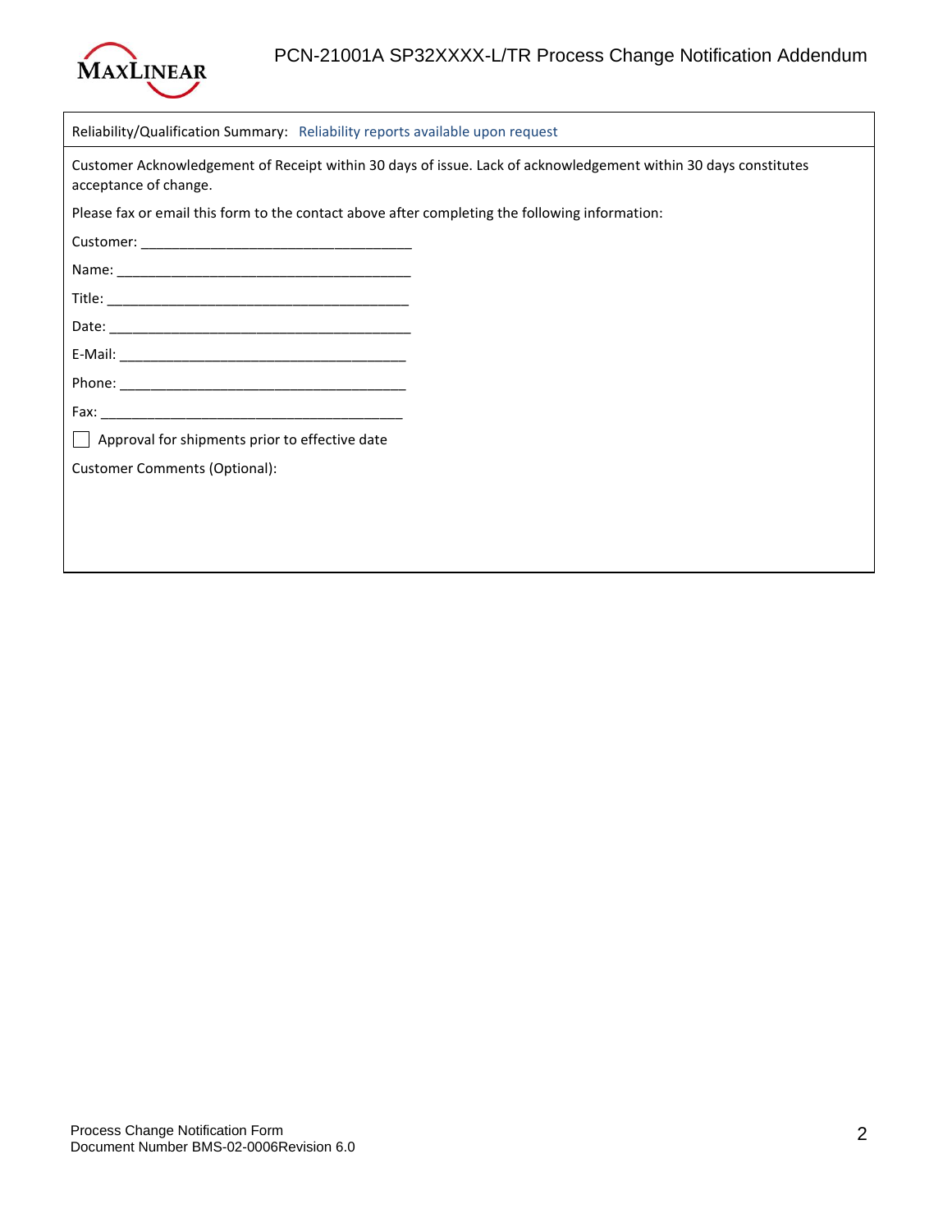Reliability/Qualification Summary: Reliability reports available upon request

Customer Acknowledgement of Receipt within 30 days of issue. Lack of acknowledgement within 30 days constitutes acceptance of change.

Please fax or email this form to the contact above after completing the following information:

Customer: ___________________________________

Name: ______________________________________

Title: ______________________________________

Date: ______________________________________

E-Mail: _____________________________________

Phone: _____________________________________

Fax: _______________________________________

☐ Approval for shipments prior to effective date

Customer Comments (Optional):